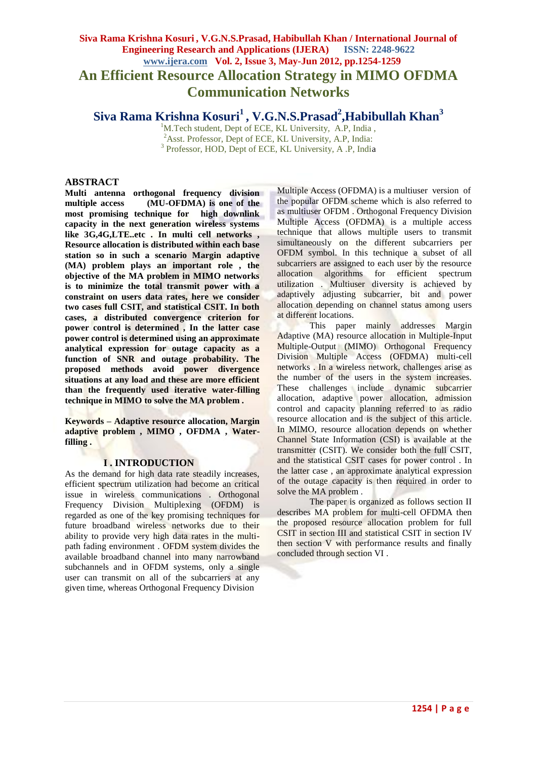# An Efficient Resource Allocation Strategy in MIMO OFDMA Communication Networks

**Siva Rama Krishna Kosuri[1] , V.G.N.S.Prasad[2],Habibullah Khan[3]**

[1]M.Tech student, Dept of ECE, KL University, A.P, India ,
[2]Asst. Professor, Dept of ECE, KL University, A.P, India:
[3] Professor, HOD, Dept of ECE, KL University, A .P, India

## ABSTRACT

**Multi antenna orthogonal frequency division multiple access (MU-OFDMA) is one of the most promising technique for high downlink capacity in the next generation wireless systems like 3G,4G,LTE..etc . In multi cell networks , Resource allocation is distributed within each base station so in such a scenario Margin adaptive (MA) problem plays an important role , the objective of the MA problem in MIMO networks is to minimize the total transmit power with a constraint on users data rates, here we consider two cases full CSIT, and statistical CSIT. In both cases, a distributed convergence criterion for power control is determined , In the latter case power control is determined using an approximate analytical expression for outage capacity as a function of SNR and outage probability. The proposed methods avoid power divergence situations at any load and these are more efficient than the frequently used iterative water-filling technique in MIMO to solve the MA problem .**

**Keywords – Adaptive resource allocation, Margin adaptive problem , MIMO , OFDMA , Water-filling .**

## I . INTRODUCTION

As the demand for high data rate steadily increases, efficient spectrum utilization had become an critical issue in wireless communications . Orthogonal Frequency Division Multiplexing (OFDM) is regarded as one of the key promising techniques for future broadband wireless networks due to their ability to provide very high data rates in the multi-path fading environment . OFDM system divides the available broadband channel into many narrowband subchannels and in OFDM systems, only a single user can transmit on all of the subcarriers at any given time, whereas Orthogonal Frequency Division Multiple Access (OFDMA) is a multiuser version of the popular OFDM scheme which is also referred to as multiuser OFDM . Orthogonal Frequency Division Multiple Access (OFDMA) is a multiple access technique that allows multiple users to transmit simultaneously on the different subcarriers per OFDM symbol. In this technique a subset of all subcarriers are assigned to each user by the resource allocation algorithms for efficient spectrum utilization . Multiuser diversity is achieved by adaptively adjusting subcarrier, bit and power allocation depending on channel status among users at different locations.

This paper mainly addresses Margin Adaptive (MA) resource allocation in Multiple-Input Multiple-Output (MIMO) Orthogonal Frequency Division Multiple Access (OFDMA) multi-cell networks . In a wireless network, challenges arise as the number of the users in the system increases. These challenges include dynamic subcarrier allocation, adaptive power allocation, admission control and capacity planning referred to as radio resource allocation and is the subject of this article. In MIMO, resource allocation depends on whether Channel State Information (CSI) is available at the transmitter (CSIT). We consider both the full CSIT, and the statistical CSIT cases for power control . In the latter case , an approximate analytical expression of the outage capacity is then required in order to solve the MA problem .

The paper is organized as follows section II describes MA problem for multi-cell OFDMA then the proposed resource allocation problem for full CSIT in section III and statistical CSIT in section IV then section V with performance results and finally concluded through section VI .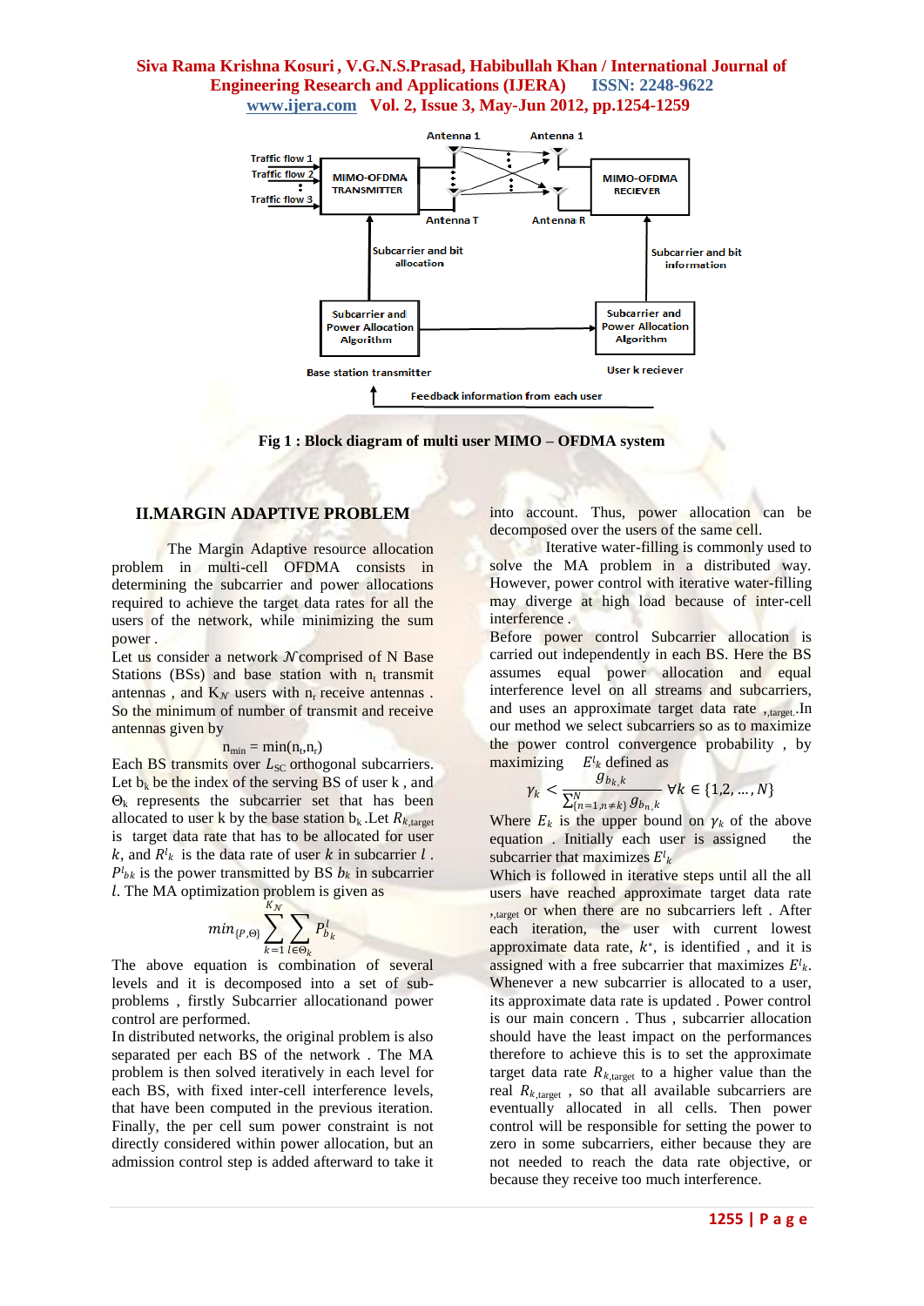Fig 1 : Block diagram of multi user MIMO – OFDMA system

## II.MARGIN ADAPTIVE PROBLEM

The Margin Adaptive resource allocation problem in multi-cell OFDMA consists in determining the subcarrier and power allocations required to achieve the target data rates for all the users of the network, while minimizing the sum power .

Let us consider a network $\mathcal{N}$ comprised of N Base Stations (BSs) and base station with $n_t$ transmit antennas , and $K_{\mathcal{N}}$ users with $n_r$ receive antennas . So the minimum of number of transmit and receive antennas given by

$$n_{min} = \min(n_t, n_r)$$

Each BS transmits over $L_{SC}$ orthogonal subcarriers. Let $b_k$ be the index of the serving BS of user k , and $\Theta_k$ represents the subcarrier set that has been allocated to user k by the base station $b_k$ .Let $R_{k,target}$ is target data rate that has to be allocated for user $k$, and $R^l_k$ is the data rate of user $k$ in subcarrier $l$ . $P^l_{bk}$ is the power transmitted by BS $b_k$ in subcarrier $l$. The MA optimization problem is given as

$$min_{\{P,\Theta\}} \sum_{k=1}^{K_{\mathcal{N}}} \sum_{l\in\Theta_k} P^l_{b_k}$$

The above equation is combination of several levels and it is decomposed into a set of sub-problems , firstly Subcarrier allocationand power control are performed.

In distributed networks, the original problem is also separated per each BS of the network . The MA problem is then solved iteratively in each level for each BS, with fixed inter-cell interference levels, that have been computed in the previous iteration. Finally, the per cell sum power constraint is not directly considered within power allocation, but an admission control step is added afterward to take it into account. Thus, power allocation can be decomposed over the users of the same cell.

Iterative water-filling is commonly used to solve the MA problem in a distributed way. However, power control with iterative water-filling may diverge at high load because of inter-cell interference .

Before power control Subcarrier allocation is carried out independently in each BS. Here the BS assumes equal power allocation and equal interference level on all streams and subcarriers, and uses an approximate target data rate $_{,target}$.In our method we select subcarriers so as to maximize the power control convergence probability , by maximizing $E^l_k$ defined as

$$\gamma_k < \frac{g_{b_k,k}}{\sum_{\{n=1,n\neq k\}}^{N} g_{b_n,k}} \quad \forall k \in \{1,2,\ldots,N\}$$

Where $E_k$ is the upper bound on $\gamma_k$ of the above equation . Initially each user is assigned the subcarrier that maximizes $E^l_k$

Which is followed in iterative steps until all the all users have reached approximate target data rate $_{,target}$ or when there are no subcarriers left . After each iteration, the user with current lowest approximate data rate, $k^*$, is identified , and it is assigned with a free subcarrier that maximizes $E^l_k$. Whenever a new subcarrier is allocated to a user, its approximate data rate is updated . Power control is our main concern . Thus , subcarrier allocation should have the least impact on the performances therefore to achieve this is to set the approximate target data rate $R_{k,target}$ to a higher value than the real $R_{k,target}$ , so that all available subcarriers are eventually allocated in all cells. Then power control will be responsible for setting the power to zero in some subcarriers, either because they are not needed to reach the data rate objective, or because they receive too much interference.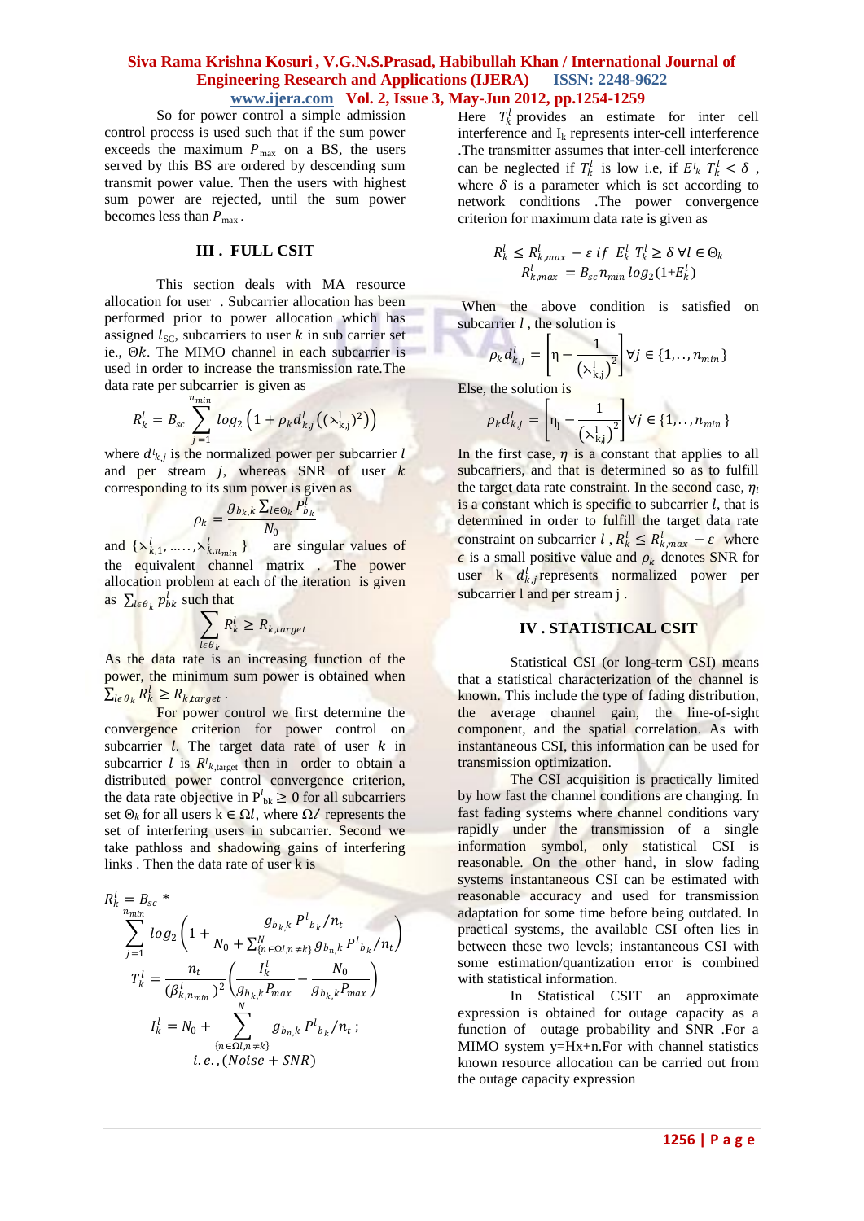So for power control a simple admission control process is used such that if the sum power exceeds the maximum $P_{\max}$ on a BS, the users served by this BS are ordered by descending sum transmit power value. Then the users with highest sum power are rejected, until the sum power becomes less than $P_{\max}$.

## III . FULL CSIT

This section deals with MA resource allocation for user . Subcarrier allocation has been performed prior to power allocation which has assigned $l_{SC}$, subcarriers to user $k$ in sub carrier set ie., $\Theta k$. The MIMO channel in each subcarrier is used in order to increase the transmission rate.The data rate per subcarrier is given as

$$R_k^l = B_{sc} \sum_{j=1}^{n_{min}} log_2\left(1 + \rho_k d_{k,j}^l \left((\lambda_{k,j}^l)^2\right)\right)$$

where $d^l_{k,j}$ is the normalized power per subcarrier $l$ and per stream $j$, whereas SNR of user $k$ corresponding to its sum power is given as

$$\rho_k = \frac{g_{b_k,k} \sum_{l \in \Theta_k} P_{b_k}^l}{N_0}$$

and $\{\lambda_{k,1}^l, \ldots, \lambda_{k,n_{min}}^l\}$ are singular values of the equivalent channel matrix . The power allocation problem at each of the iteration is given as $\sum_{l \epsilon \theta_k} p_{bk}^l$ such that

$$\sum_{l \epsilon \theta_k} R_k^l \geq R_{k,target}$$

As the data rate is an increasing function of the power, the minimum sum power is obtained when $\sum_{l \epsilon \theta_k} R_k^l \geq R_{k,target}$.

For power control we first determine the convergence criterion for power control on subcarrier $l$. The target data rate of user $k$ in subcarrier $l$ is $R^l_{k,\text{target}}$ then in order to obtain a distributed power control convergence criterion, the data rate objective in $P^l_{bk} \geq 0$ for all subcarriers set $\Theta_k$ for all users $k \in \Omega l$, where $\Omega l$ represents the set of interfering users in subcarrier. Second we take pathloss and shadowing gains of interfering links . Then the data rate of user k is

$$R_k^l = B_{sc} * \sum_{j=1}^{n_{min}} log_2\left(1 + \frac{g_{b_k k} P^l{}_{b_k}/n_t}{N_0 + \sum_{\{n \in \Omega l, n \neq k\}}^{N} g_{b_n,k} P^l{}_{b_n}/n_t}\right)$$

$$T_k^l = \frac{n_t}{(\beta_{k,n_{min}}^l)^2}\left(\frac{I_k^l}{g_{b_k,k} P_{max}} - \frac{N_0}{g_{b_k,k} P_{max}}\right)$$

$$I_k^l = N_0 + \sum_{\{n \in \Omega l, n \neq k\}}^{N} g_{b_n,k} P^l{}_{b_k}/n_t\,;$$

$$i.e., (Noise + SNR)$$

Here $T_k^l$ provides an estimate for inter cell interference and $I_k$ represents inter-cell interference .The transmitter assumes that inter-cell interference can be neglected if $T_k^l$ is low i.e, if $E^l{}_k\, T_k^l < \delta$, where $\delta$ is a parameter which is set according to network conditions .The power convergence criterion for maximum data rate is given as

$$R_k^l \leq R_{k,max}^l - \varepsilon \text{ if } E_k^l\, T_k^l \geq \delta \;\forall l \in \Theta_k$$
$$R_{k,max}^l = B_{sc} n_{min} \log_2(1+E_k^l)$$

When the above condition is satisfied on subcarrier $l$ , the solution is

$$\rho_k d_{k,j}^l = \left[\eta - \frac{1}{\left(\lambda_{k,j}^l\right)^2}\right] \forall j \in \{1, .., n_{min}\}$$

Else, the solution is

$$\rho_k d_{k,j}^l = \left[\eta_l - \frac{1}{\left(\lambda_{k,j}^l\right)^2}\right] \forall j \in \{1, .., n_{min}\}$$

In the first case, $\eta$ is a constant that applies to all subcarriers, and that is determined so as to fulfill the target data rate constraint. In the second case, $\eta_l$ is a constant which is specific to subcarrier $l$, that is determined in order to fulfill the target data rate constraint on subcarrier $l$ , $R_k^l \leq R_{k,max}^l - \varepsilon$ where $\epsilon$ is a small positive value and $\rho_k$ denotes SNR for user k $d_{k,j}^l$ represents normalized power per subcarrier l and per stream j .

## IV . STATISTICAL CSIT

Statistical CSI (or long-term CSI) means that a statistical characterization of the channel is known. This include the type of fading distribution, the average channel gain, the line-of-sight component, and the spatial correlation. As with instantaneous CSI, this information can be used for transmission optimization.

The CSI acquisition is practically limited by how fast the channel conditions are changing. In fast fading systems where channel conditions vary rapidly under the transmission of a single information symbol, only statistical CSI is reasonable. On the other hand, in slow fading systems instantaneous CSI can be estimated with reasonable accuracy and used for transmission adaptation for some time before being outdated. In practical systems, the available CSI often lies in between these two levels; instantaneous CSI with some estimation/quantization error is combined with statistical information.

In Statistical CSIT an approximate expression is obtained for outage capacity as a function of outage probability and SNR .For a MIMO system y=Hx+n.For with channel statistics known resource allocation can be carried out from the outage capacity expression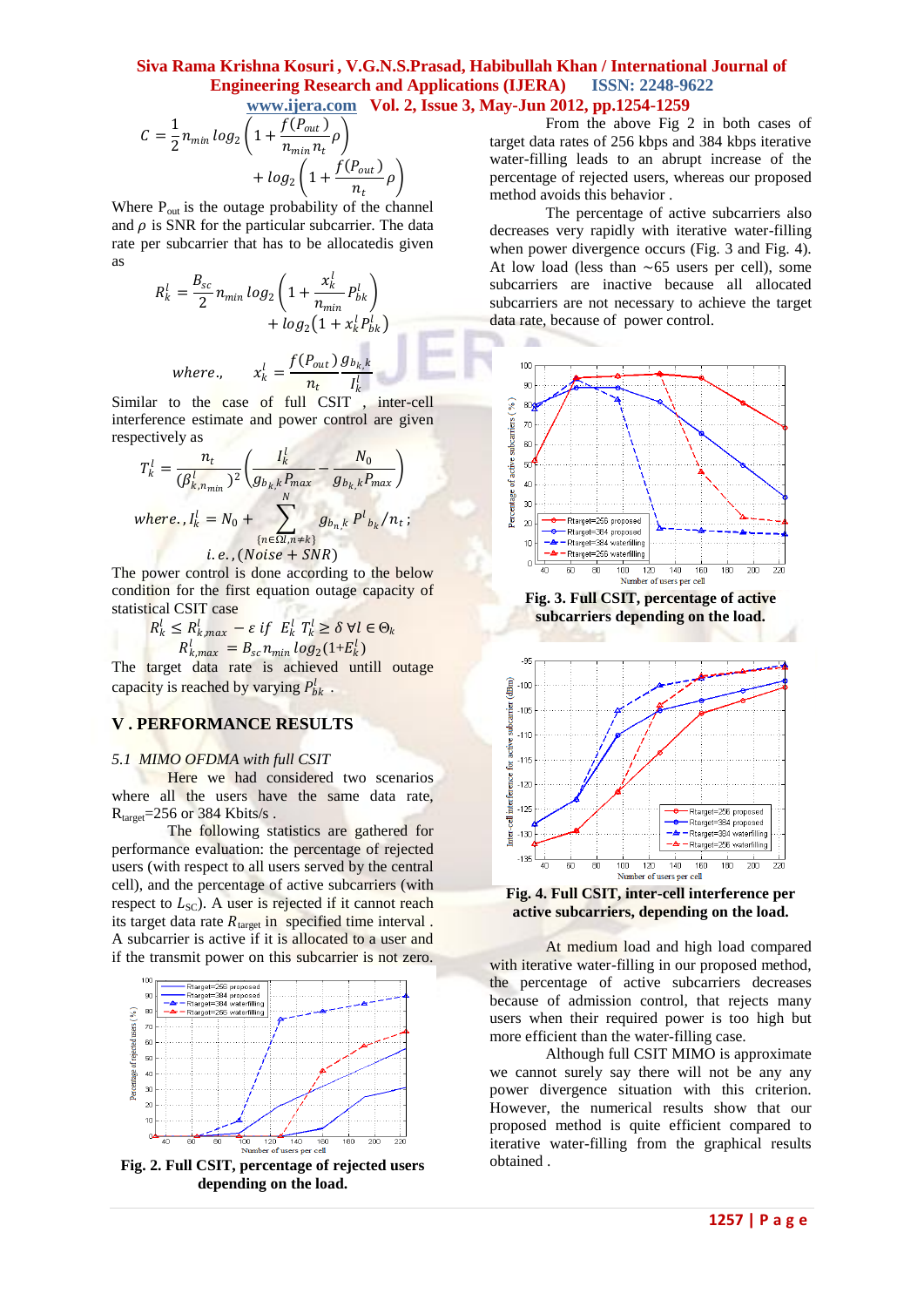$$C = \frac{1}{2} n_{min} \log_2\left(1 + \frac{f(P_{out})}{n_{min} n_t}\rho\right) + \log_2\left(1 + \frac{f(P_{out})}{n_t}\rho\right)$$

Where $P_{out}$ is the outage probability of the channel and $\rho$ is SNR for the particular subcarrier. The data rate per subcarrier that has to be allocatedis given as

$$R_k^l = \frac{B_{sc}}{2} n_{min} \log_2\left(1 + \frac{x_k^l}{n_{min}} P_{bk}^l\right) + \log_2\left(1 + x_k^l P_{bk}^l\right)$$

$$where., \quad x_k^l = \frac{f(P_{out})}{n_t} \frac{g_{b_k,k}}{I_k^l}$$

Similar to the case of full CSIT , inter-cell interference estimate and power control are given respectively as

$$T_k^l = \frac{n_t}{(\beta_{k,n_{min}}^l)^2}\left(\frac{I_k^l}{g_{b_k,k} P_{max}} - \frac{N_0}{g_{b_k,k} P_{max}}\right)$$

$$where., I_k^l = N_0 + \sum_{\{n \in \Omega l, n \neq k\}}^{N} g_{b_n,k} P^l{}_{b_k}/n_t;$$

$$i.e., (Noise + SNR)$$

The power control is done according to the below condition for the first equation outage capacity of statistical CSIT case

$$R_k^l \le R_{k,max}^l - \varepsilon \text{ if } E_k^l T_k^l \ge \delta \; \forall l \in \Theta_k$$

$$R_{k,max}^l = B_{sc} n_{min} \log_2(1 + E_k^l)$$

The target data rate is achieved untill outage capacity is reached by varying $P_{bk}^l$ .

## V . PERFORMANCE RESULTS

### 5.1 MIMO OFDMA with full CSIT

Here we had considered two scenarios where all the users have the same data rate, $R_{target}$=256 or 384 Kbits/s .

The following statistics are gathered for performance evaluation: the percentage of rejected users (with respect to all users served by the central cell), and the percentage of active subcarriers (with respect to $L_{SC}$). A user is rejected if it cannot reach its target data rate $R_{target}$ in specified time interval . A subcarrier is active if it is allocated to a user and if the transmit power on this subcarrier is not zero.

**Fig. 2. Full CSIT, percentage of rejected users depending on the load.**

From the above Fig 2 in both cases of target data rates of 256 kbps and 384 kbps iterative water-filling leads to an abrupt increase of the percentage of rejected users, whereas our proposed method avoids this behavior .

The percentage of active subcarriers also decreases very rapidly with iterative water-filling when power divergence occurs (Fig. 3 and Fig. 4). At low load (less than ∼65 users per cell), some subcarriers are inactive because all allocated subcarriers are not necessary to achieve the target data rate, because of power control.

**Fig. 3. Full CSIT, percentage of active subcarriers depending on the load.**

**Fig. 4. Full CSIT, inter-cell interference per active subcarriers, depending on the load.**

At medium load and high load compared with iterative water-filling in our proposed method, the percentage of active subcarriers decreases because of admission control, that rejects many users when their required power is too high but more efficient than the water-filling case.

Although full CSIT MIMO is approximate we cannot surely say there will not be any any power divergence situation with this criterion. However, the numerical results show that our proposed method is quite efficient compared to iterative water-filling from the graphical results obtained .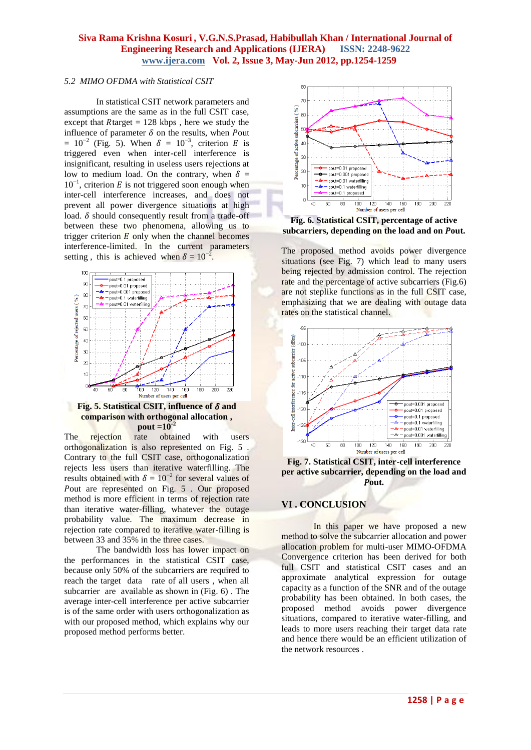### 5.2 MIMO OFDMA with Statistical CSIT

In statistical CSIT network parameters and assumptions are the same as in the full CSIT case, except that $R$target = 128 kbps , here we study the influence of parameter $\delta$ on the results, when $P$out = $10^{-2}$ (Fig. 5). When $\delta$ = $10^{-3}$, criterion $E$ is triggered even when inter-cell interference is insignificant, resulting in useless users rejections at low to medium load. On the contrary, when $\delta$ = $10^{-1}$, criterion $E$ is not triggered soon enough when inter-cell interference increases, and does not prevent all power divergence situations at high load. $\delta$ should consequently result from a trade-off between these two phenomena, allowing us to trigger criterion $E$ only when the channel becomes interference-limited. In the current parameters setting , this is achieved when $\delta = 10^{-2}$.

**Fig. 5. Statistical CSIT, influence of $\delta$ and comparison with orthogonal allocation , pout =$10^{-2}$**

The rejection rate obtained with users orthogonalization is also represented on Fig. 5 . Contrary to the full CSIT case, orthogonalization rejects less users than iterative waterfilling. The results obtained with $\delta = 10^{-2}$ for several values of $P$out are represented on Fig. 5 . Our proposed method is more efficient in terms of rejection rate than iterative water-filling, whatever the outage probability value. The maximum decrease in rejection rate compared to iterative water-filling is between 33 and 35% in the three cases.

The bandwidth loss has lower impact on the performances in the statistical CSIT case, because only 50% of the subcarriers are required to reach the target data rate of all users , when all subcarrier are available as shown in (Fig. 6) . The average inter-cell interference per active subcarrier is of the same order with users orthogonalization as with our proposed method, which explains why our proposed method performs better.

**Fig. 6. Statistical CSIT, percentage of active subcarriers, depending on the load and on $P$out.**

The proposed method avoids power divergence situations (see Fig. 7) which lead to many users being rejected by admission control. The rejection rate and the percentage of active subcarriers (Fig.6) are not steplike functions as in the full CSIT case, emphasizing that we are dealing with outage data rates on the statistical channel.

**Fig. 7. Statistical CSIT, inter-cell interference per active subcarrier, depending on the load and $P$out.**

## VI . CONCLUSION

In this paper we have proposed a new method to solve the subcarrier allocation and power allocation problem for multi-user MIMO-OFDMA Convergence criterion has been derived for both full CSIT and statistical CSIT cases and an approximate analytical expression for outage capacity as a function of the SNR and of the outage probability has been obtained. In both cases, the proposed method avoids power divergence situations, compared to iterative water-filling, and leads to more users reaching their target data rate and hence there would be an efficient utilization of the network resources .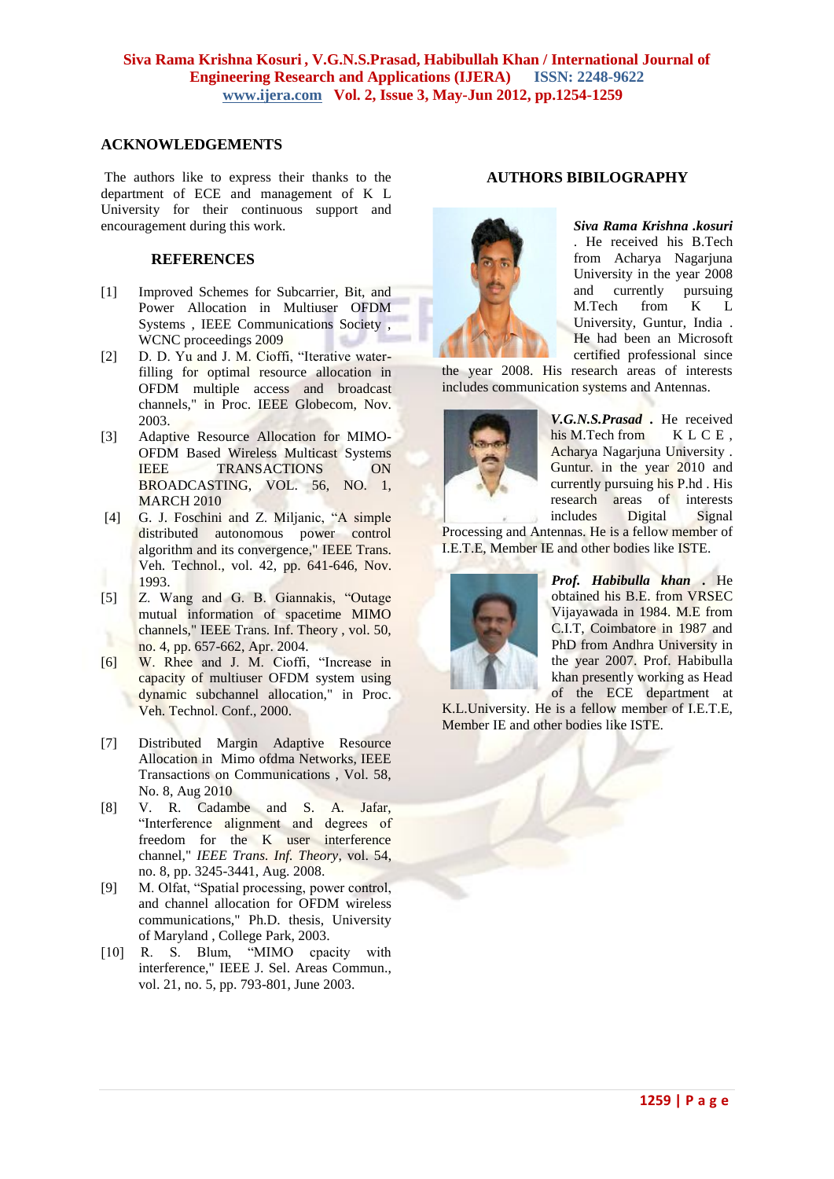## ACKNOWLEDGEMENTS

The authors like to express their thanks to the department of ECE and management of K L University for their continuous support and encouragement during this work.

## REFERENCES

[1] Improved Schemes for Subcarrier, Bit, and Power Allocation in Multiuser OFDM Systems , IEEE Communications Society , WCNC proceedings 2009

[2] D. D. Yu and J. M. Cioffi, "Iterative water-filling for optimal resource allocation in OFDM multiple access and broadcast channels," in Proc. IEEE Globecom, Nov. 2003.

[3] Adaptive Resource Allocation for MIMO-OFDM Based Wireless Multicast Systems IEEE TRANSACTIONS ON BROADCASTING, VOL. 56, NO. 1, MARCH 2010

[4] G. J. Foschini and Z. Miljanic, "A simple distributed autonomous power control algorithm and its convergence," IEEE Trans. Veh. Technol., vol. 42, pp. 641-646, Nov. 1993.

[5] Z. Wang and G. B. Giannakis, "Outage mutual information of spacetime MIMO channels," IEEE Trans. Inf. Theory , vol. 50, no. 4, pp. 657-662, Apr. 2004.

[6] W. Rhee and J. M. Cioffi, "Increase in capacity of multiuser OFDM system using dynamic subchannel allocation," in Proc. Veh. Technol. Conf., 2000.

[7] Distributed Margin Adaptive Resource Allocation in Mimo ofdma Networks, IEEE Transactions on Communications , Vol. 58, No. 8, Aug 2010

[8] V. R. Cadambe and S. A. Jafar, "Interference alignment and degrees of freedom for the K user interference channel," *IEEE Trans. Inf. Theory*, vol. 54, no. 8, pp. 3245-3441, Aug. 2008.

[9] M. Olfat, "Spatial processing, power control, and channel allocation for OFDM wireless communications," Ph.D. thesis, University of Maryland , College Park, 2003.

[10] R. S. Blum, "MIMO cpacity with interference," IEEE J. Sel. Areas Commun., vol. 21, no. 5, pp. 793-801, June 2003.

## AUTHORS BIBILOGRAPHY

***Siva Rama Krishna .kosuri*** . He received his B.Tech from Acharya Nagarjuna University in the year 2008 and currently pursuing M.Tech from K L University, Guntur, India . He had been an Microsoft certified professional since the year 2008. His research areas of interests includes communication systems and Antennas.

***V.G.N.S.Prasad*** **.** He received his M.Tech from K L C E , Acharya Nagarjuna University . Guntur. in the year 2010 and currently pursuing his P.hd . His research areas of interests includes Digital Signal Processing and Antennas. He is a fellow member of I.E.T.E, Member IE and other bodies like ISTE.

***Prof. Habibulla khan*** **.** He obtained his B.E. from VRSEC Vijayawada in 1984. M.E from C.I.T, Coimbatore in 1987 and PhD from Andhra University in the year 2007. Prof. Habibulla khan presently working as Head of the ECE department at K.L.University. He is a fellow member of I.E.T.E, Member IE and other bodies like ISTE.